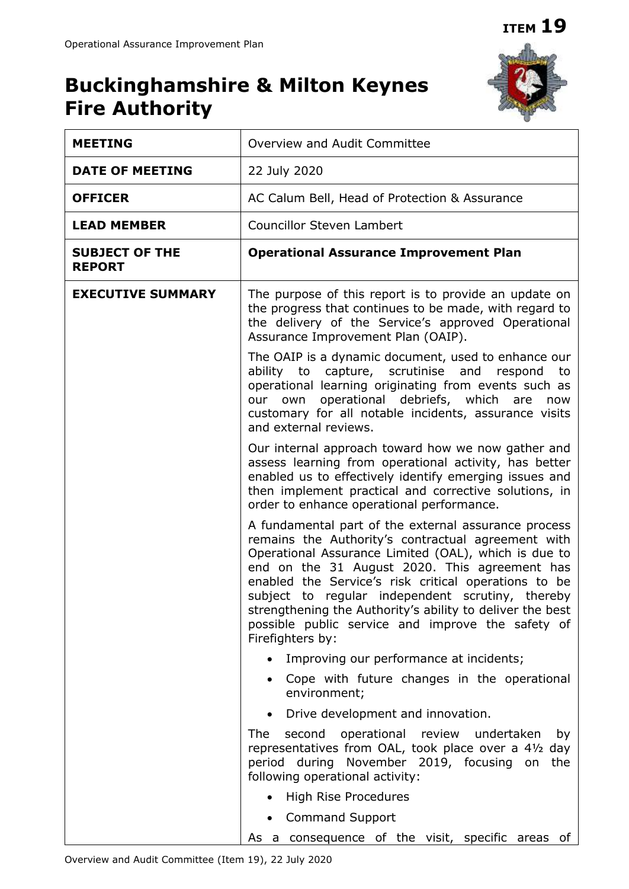**ITEM 19**

# Buckinghamshire & Milton Keynes Fire Authority

| | |
|---|---|
| **MEETING** | Overview and Audit Committee |
| **DATE OF MEETING** | 22 July 2020 |
| **OFFICER** | AC Calum Bell, Head of Protection & Assurance |
| **LEAD MEMBER** | Councillor Steven Lambert |
| **SUBJECT OF THE REPORT** | **Operational Assurance Improvement Plan** |
| **EXECUTIVE SUMMARY** | The purpose of this report is to provide an update on the progress that continues to be made, with regard to the delivery of the Service's approved Operational Assurance Improvement Plan (OAIP).<br><br>The OAIP is a dynamic document, used to enhance our ability to capture, scrutinise and respond to operational learning originating from events such as our own operational debriefs, which are now customary for all notable incidents, assurance visits and external reviews.<br><br>Our internal approach toward how we now gather and assess learning from operational activity, has better enabled us to effectively identify emerging issues and then implement practical and corrective solutions, in order to enhance operational performance.<br><br>A fundamental part of the external assurance process remains the Authority's contractual agreement with Operational Assurance Limited (OAL), which is due to end on the 31 August 2020. This agreement has enabled the Service's risk critical operations to be subject to regular independent scrutiny, thereby strengthening the Authority's ability to deliver the best possible public service and improve the safety of Firefighters by:<br><br>• Improving our performance at incidents;<br>• Cope with future changes in the operational environment;<br>• Drive development and innovation.<br><br>The second operational review undertaken by representatives from OAL, took place over a 4½ day period during November 2019, focusing on the following operational activity:<br><br>• High Rise Procedures<br>• Command Support<br><br>As a consequence of the visit, specific areas of |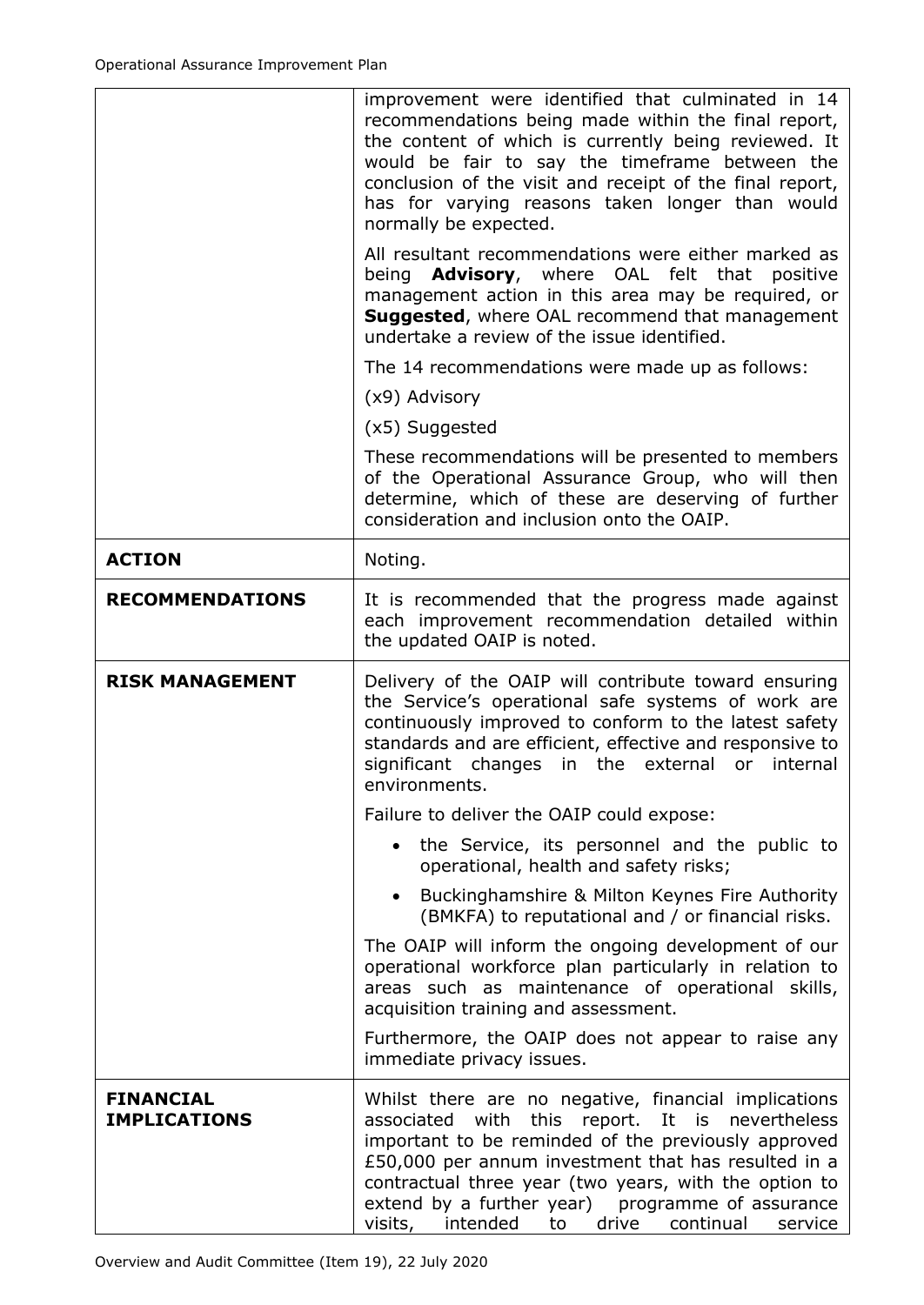| | |
|---|---|
| | improvement were identified that culminated in 14 recommendations being made within the final report, the content of which is currently being reviewed. It would be fair to say the timeframe between the conclusion of the visit and receipt of the final report, has for varying reasons taken longer than would normally be expected.<br><br>All resultant recommendations were either marked as being **Advisory**, where OAL felt that positive management action in this area may be required, or **Suggested**, where OAL recommend that management undertake a review of the issue identified.<br><br>The 14 recommendations were made up as follows:<br><br>(x9) Advisory<br><br>(x5) Suggested<br><br>These recommendations will be presented to members of the Operational Assurance Group, who will then determine, which of these are deserving of further consideration and inclusion onto the OAIP. |
| **ACTION** | Noting. |
| **RECOMMENDATIONS** | It is recommended that the progress made against each improvement recommendation detailed within the updated OAIP is noted. |
| **RISK MANAGEMENT** | Delivery of the OAIP will contribute toward ensuring the Service's operational safe systems of work are continuously improved to conform to the latest safety standards and are efficient, effective and responsive to significant changes in the external or internal environments.<br><br>Failure to deliver the OAIP could expose:<br><br>• the Service, its personnel and the public to operational, health and safety risks;<br>• Buckinghamshire & Milton Keynes Fire Authority (BMKFA) to reputational and / or financial risks.<br><br>The OAIP will inform the ongoing development of our operational workforce plan particularly in relation to areas such as maintenance of operational skills, acquisition training and assessment.<br><br>Furthermore, the OAIP does not appear to raise any immediate privacy issues. |
| **FINANCIAL IMPLICATIONS** | Whilst there are no negative, financial implications associated with this report. It is nevertheless important to be reminded of the previously approved £50,000 per annum investment that has resulted in a contractual three year (two years, with the option to extend by a further year) programme of assurance visits, intended to drive continual service |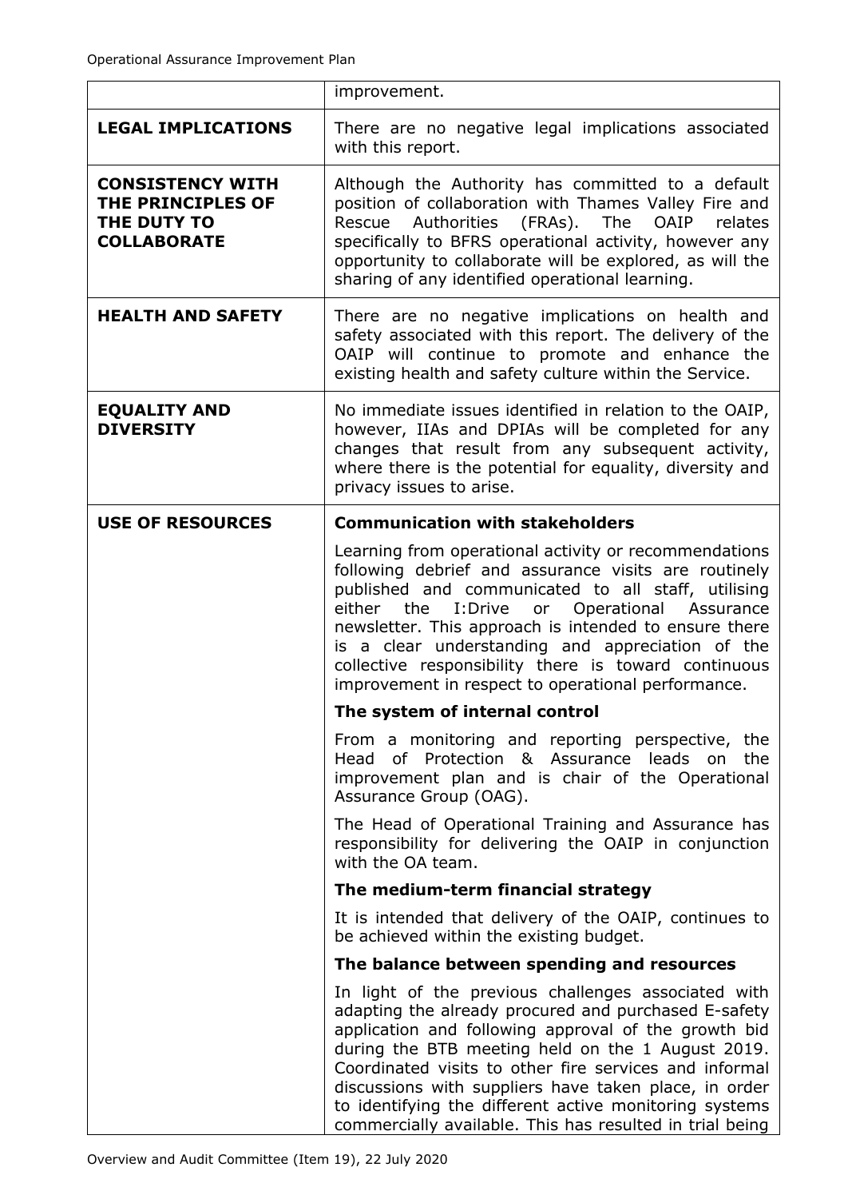| | |
|---|---|
| | improvement. |
| **LEGAL IMPLICATIONS** | There are no negative legal implications associated with this report. |
| **CONSISTENCY WITH THE PRINCIPLES OF THE DUTY TO COLLABORATE** | Although the Authority has committed to a default position of collaboration with Thames Valley Fire and Rescue Authorities (FRAs). The OAIP relates specifically to BFRS operational activity, however any opportunity to collaborate will be explored, as will the sharing of any identified operational learning. |
| **HEALTH AND SAFETY** | There are no negative implications on health and safety associated with this report. The delivery of the OAIP will continue to promote and enhance the existing health and safety culture within the Service. |
| **EQUALITY AND DIVERSITY** | No immediate issues identified in relation to the OAIP, however, IIAs and DPIAs will be completed for any changes that result from any subsequent activity, where there is the potential for equality, diversity and privacy issues to arise. |
| **USE OF RESOURCES** | **Communication with stakeholders**<br><br>Learning from operational activity or recommendations following debrief and assurance visits are routinely published and communicated to all staff, utilising either the I:Drive or Operational Assurance newsletter. This approach is intended to ensure there is a clear understanding and appreciation of the collective responsibility there is toward continuous improvement in respect to operational performance.<br><br>**The system of internal control**<br><br>From a monitoring and reporting perspective, the Head of Protection & Assurance leads on the improvement plan and is chair of the Operational Assurance Group (OAG).<br><br>The Head of Operational Training and Assurance has responsibility for delivering the OAIP in conjunction with the OA team.<br><br>**The medium-term financial strategy**<br><br>It is intended that delivery of the OAIP, continues to be achieved within the existing budget.<br><br>**The balance between spending and resources**<br><br>In light of the previous challenges associated with adapting the already procured and purchased E-safety application and following approval of the growth bid during the BTB meeting held on the 1 August 2019. Coordinated visits to other fire services and informal discussions with suppliers have taken place, in order to identifying the different active monitoring systems commercially available. This has resulted in trial being |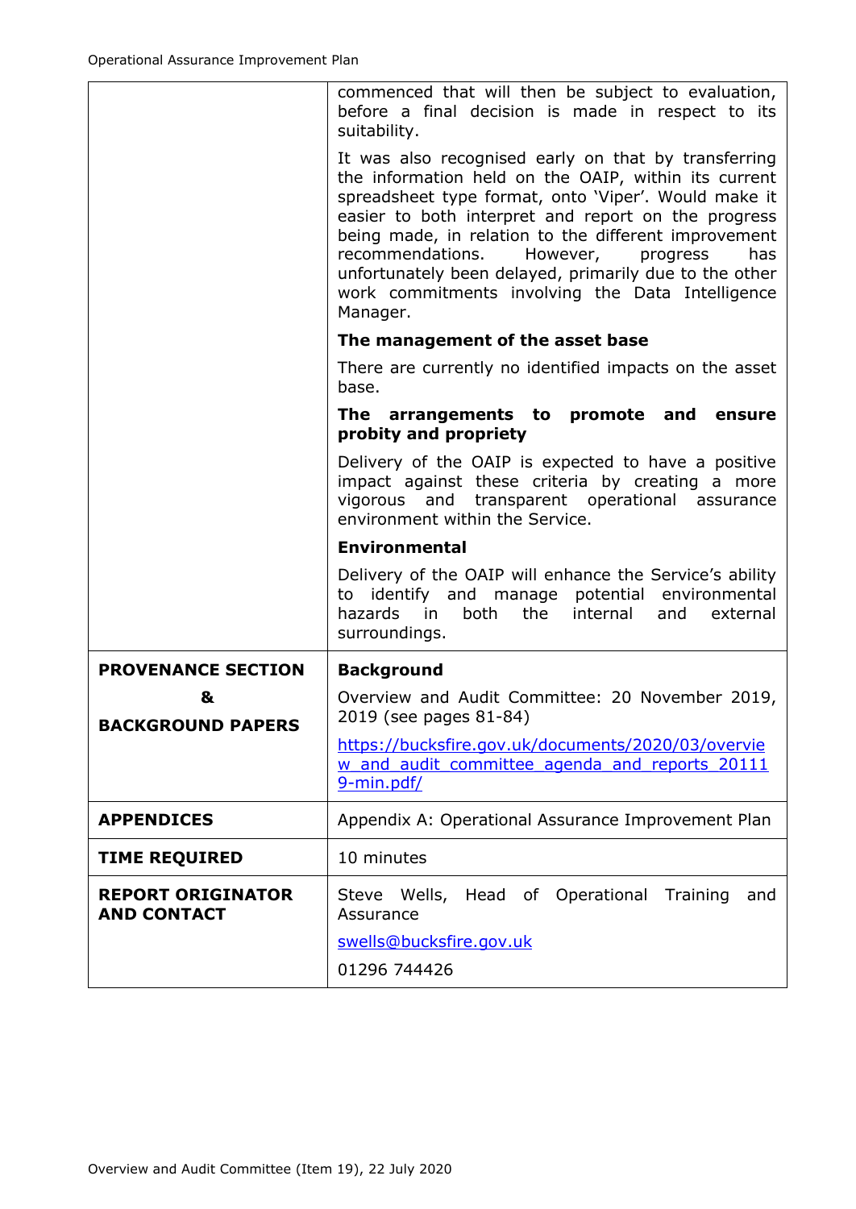| | |
|---|---|
| | commenced that will then be subject to evaluation, before a final decision is made in respect to its suitability.<br><br>It was also recognised early on that by transferring the information held on the OAIP, within its current spreadsheet type format, onto 'Viper'. Would make it easier to both interpret and report on the progress being made, in relation to the different improvement recommendations. However, progress has unfortunately been delayed, primarily due to the other work commitments involving the Data Intelligence Manager.<br><br>**The management of the asset base**<br><br>There are currently no identified impacts on the asset base.<br><br>**The arrangements to promote and ensure probity and propriety**<br><br>Delivery of the OAIP is expected to have a positive impact against these criteria by creating a more vigorous and transparent operational assurance environment within the Service.<br><br>**Environmental**<br><br>Delivery of the OAIP will enhance the Service's ability to identify and manage potential environmental hazards in both the internal and external surroundings. |
| **PROVENANCE SECTION**<br><br>**&**<br><br>**BACKGROUND PAPERS** | **Background**<br><br>Overview and Audit Committee: 20 November 2019, 2019 (see pages 81-84)<br><br>https://bucksfire.gov.uk/documents/2020/03/overview_and_audit_committee_agenda_and_reports_201119-min.pdf/ |
| **APPENDICES** | Appendix A: Operational Assurance Improvement Plan |
| **TIME REQUIRED** | 10 minutes |
| **REPORT ORIGINATOR AND CONTACT** | Steve Wells, Head of Operational Training and Assurance<br><br>swells@bucksfire.gov.uk<br><br>01296 744426 |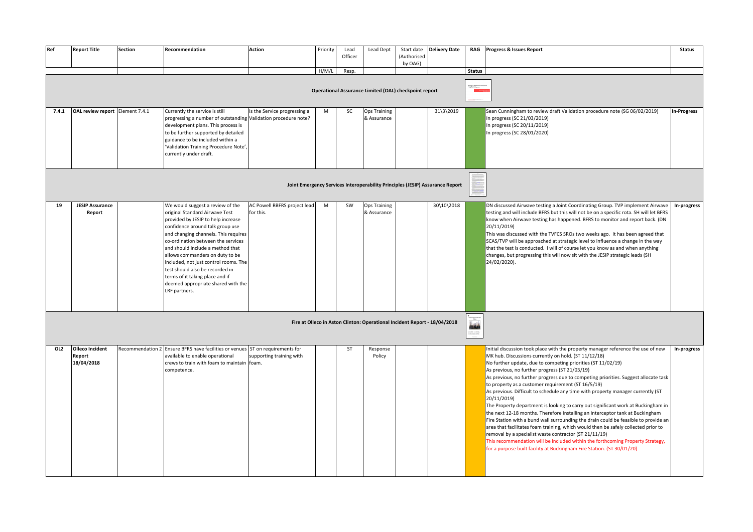| Ref | Report Title | Section | Recommendation | Action | Priority | Lead Officer | Lead Dept | Start date (Authorised by OAG) | Delivery Date | RAG | Progress & Issues Report | Status |
|---|---|---|---|---|---|---|---|---|---|---|---|---|
| | | | | | H/M/L | Resp. | | | | Status | | |
| **Operational Assurance Limited (OAL) checkpoint report** | | | | | | | | | | | | |
| **7.4.1** | **OAL review report** | Element 7.4.1 | Currently the service is still progressing a number of outstanding development plans. This process is to be further supported by detailed guidance to be included within a 'Validation Training Procedure Note', currently under draft. | Is the Service progressing a Validation procedure note? | M | SC | Ops Training & Assurance | | 31\3\2019 | | Sean Cunningham to review draft Validation procedure note (SG 06/02/2019)<br>In progress (SC 21/03/2019)<br>In progress (SC 20/11/2019)<br>In progress (SC 28/01/2020) | **In-Progress** |
| **Joint Emergency Services Interoperability Principles (JESIP) Assurance Report** | | | | | | | | | | | | |
| **19** | **JESIP Assurance Report** | | We would suggest a review of the original Standard Airwave Test provided by JESIP to help increase confidence around talk group use and changing channels. This requires co-ordination between the services and should include a method that allows commanders on duty to be included, not just control rooms. The test should also be recorded in terms of it taking place and if deemed appropriate shared with the LRF partners. | AC Powell RBFRS project lead for this. | M | SW | Ops Training & Assurance | | 30\10\2018 | | DN discussed Airwave testing a Joint Coordinating Group. TVP implement Airwave testing and will include BFRS but this will not be on a specific rota. SH will let BFRS know when Airwave testing has happened. BFRS to monitor and report back. (DN 20/11/2019)<br>This was discussed with the TVFCS SROs two weeks ago. It has been agreed that SCAS/TVP will be approached at strategic level to influence a change in the way that the test is conducted. I will of course let you know as and when anything changes, but progressing this will now sit with the JESIP strategic leads (SH 24/02/2020). | **In-progress** |
| **Fire at Olleco in Aston Clinton: Operational Incident Report - 18/04/2018** | | | | | | | | | | | | |
| **OL2** | **Olleco Incident Report 18/04/2018** | Recommendation 2 | Ensure BFRS have facilities or venues available to enable operational crews to train with foam to maintain competence. | ST on requirements for supporting training with foam. | | ST | Response Policy | | | | Initial discussion took place with the property manager reference the use of new MK hub. Discussions currently on hold. (ST 11/12/18)<br>No further update, due to competing priorities (ST 11/02/19)<br>As previous, no further progress (ST 21/03/19)<br>As previous, no further progress due to competing priorities. Suggest allocate task to property as a customer requirement (ST 16/5/19)<br>As previous. Difficult to schedule any time with property manager currently (ST 20/11/2019)<br>The Property department is looking to carry out significant work at Buckingham in the next 12-18 months. Therefore installing an interceptor tank at Buckingham Fire Station with a bund wall surrounding the drain could be feasible to provide an area that facilitates foam training, which would then be safely collected prior to removal by a specialist waste contractor (ST 21/11/19)<br>This recommendation will be included within the forthcoming Property Strategy, for a purpose built facility at Buckingham Fire Station. (ST 30/01/20) | **In-progress** |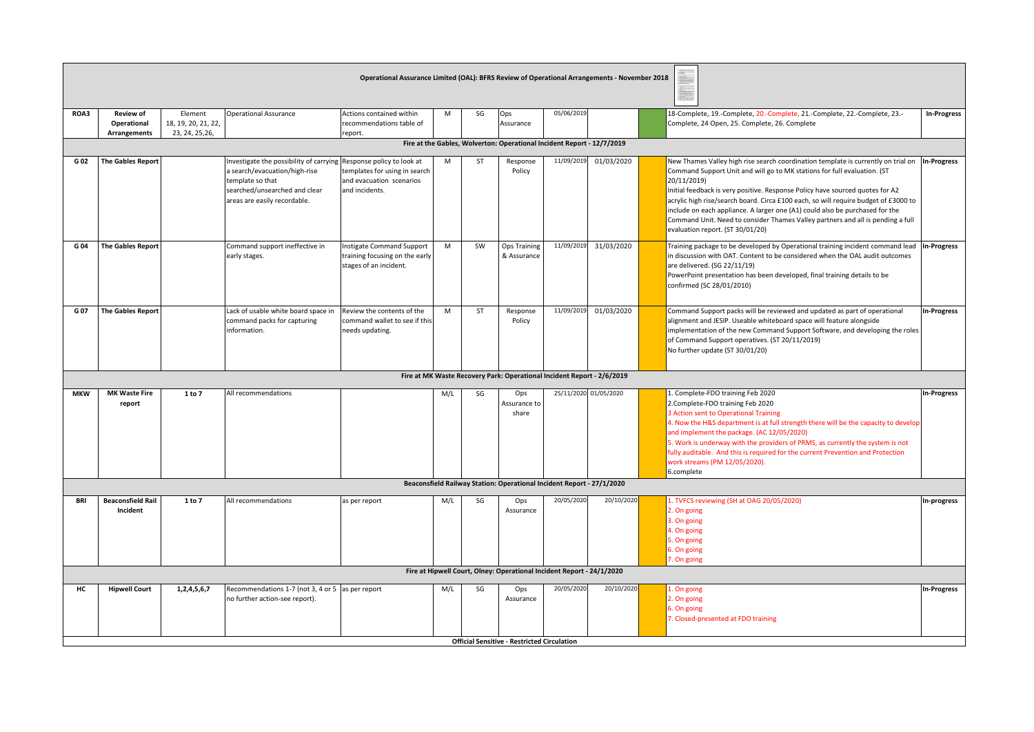| | | | | | | | | | | | | |
|---|---|---|---|---|---|---|---|---|---|---|---|---|
| **Operational Assurance Limited (OAL): BFRS Review of Operational Arrangements - November 2018** | | | | | | | | | | | | |
| **ROA3** | **Review of Operational Arrangements** | Element 18, 19, 20, 21, 22, 23, 24, 25,26, | Operational Assurance | Actions contained within recommendations table of report. | M | SG | Ops Assurance | 05/06/2019 | | | 18-Complete, 19.-Complete, 20.-Complete, 21.-Complete, 22.-Complete, 23.-Complete, 24 Open, 25. Complete, 26. Complete | **In-Progress** |
| **Fire at the Gables, Wolverton: Operational Incident Report - 12/7/2019** | | | | | | | | | | | | |
| **G 02** | **The Gables Report** | | Investigate the possibility of carrying a search/evacuation/high-rise template so that searched/unsearched and clear areas are easily recordable. | Response policy to look at templates for using in search and evacuation scenarios and incidents. | M | ST | Response Policy | 11/09/2019 | 01/03/2020 | | New Thames Valley high rise search coordination template is currently on trial on Command Support Unit and will go to MK stations for full evaluation. (ST 20/11/2019) Initial feedback is very positive. Response Policy have sourced quotes for A2 acrylic high rise/search board. Circa £100 each, so will require budget of £3000 to include on each appliance. A larger one (A1) could also be purchased for the Command Unit. Need to consider Thames Valley partners and all is pending a full evaluation report. (ST 30/01/20) | **In-Progress** |
| **G 04** | **The Gables Report** | | Command support ineffective in early stages. | Instigate Command Support training focusing on the early stages of an incident. | M | SW | Ops Training & Assurance | 11/09/2019 | 31/03/2020 | | Training package to be developed by Operational training incident command lead in discussion with OAT. Content to be considered when the OAL audit outcomes are delivered. (SG 22/11/19) PowerPoint presentation has been developed, final training details to be confirmed (SC 28/01/2010) | **In-Progress** |
| **G 07** | **The Gables Report** | | Lack of usable white board space in command packs for capturing information. | Review the contents of the command wallet to see if this needs updating. | M | ST | Response Policy | 11/09/2019 | 01/03/2020 | | Command Support packs will be reviewed and updated as part of operational alignment and JESIP. Useable whiteboard space will feature alongside implementation of the new Command Support Software, and developing the roles of Command Support operatives. (ST 20/11/2019) No further update (ST 30/01/20) | **In-Progress** |
| **Fire at MK Waste Recovery Park: Operational Incident Report - 2/6/2019** | | | | | | | | | | | | |
| **MKW** | **MK Waste Fire report** | **1 to 7** | All recommendations | | M/L | SG | Ops Assurance to share | 25/11/2020 | 01/05/2020 | | 1. Complete-FDO training Feb 2020 2.Complete-FDO training Feb 2020 3 Action sent to Operational Training 4. Now the H&S department is at full strength there will be the capacity to develop and implement the package. (AC 12/05/2020) 5. Work is underway with the providers of PRMS, as currently the system is not fully auditable. And this is required for the current Prevention and Protection work streams (PM 12/05/2020). 6.complete | **In-Progress** |
| **Beaconsfield Railway Station: Operational Incident Report - 27/1/2020** | | | | | | | | | | | | |
| **BRI** | **Beaconsfield Rail Incident** | **1 to 7** | All recommendations | as per report | M/L | SG | Ops Assurance | 20/05/2020 | 20/10/2020 | | 1. TVFCS reviewing (SH at OAG 20/05/2020) 2. On going 3. On going 4. On going 5. On going 6. On going 7. On going | **In-progress** |
| **Fire at Hipwell Court, Olney: Operational Incident Report - 24/1/2020** | | | | | | | | | | | | |
| **HC** | **Hipwell Court** | **1,2,4,5,6,7** | Recommendations 1-7 (not 3, 4 or 5 no further action-see report). | as per report | M/L | SG | Ops Assurance | 20/05/2020 | 20/10/2020 | | 1. On going 2. On going 6. On going 7. Closed-presented at FDO training | **In-Progress** |

**Official Sensitive - Restricted Circulation**